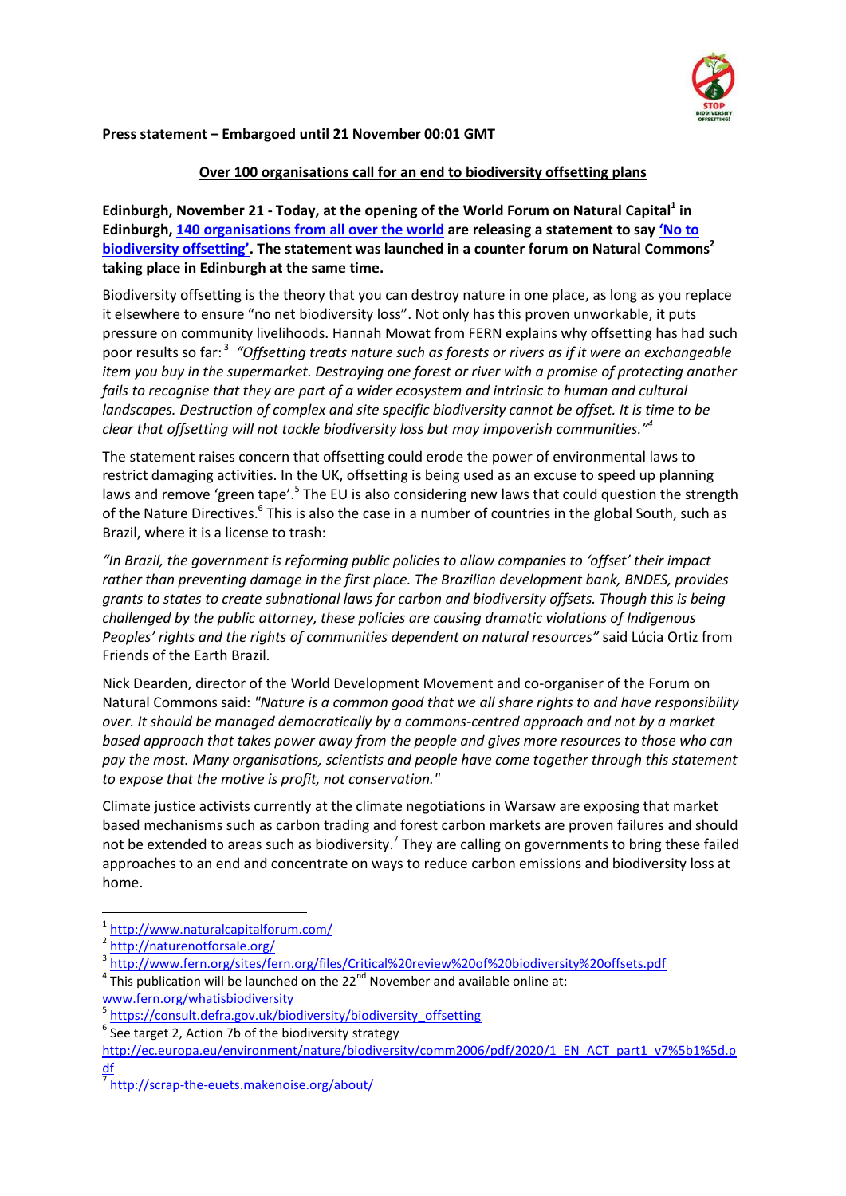**Press statement – Embargoed until 21 November 00:01 GMT**

**Over 100 organisations call for an end to biodiversity offsetting plans**

**Edinburgh, November 21 - Today, at the opening of the World Forum on Natural Capital[1] in Edinburgh, 140 organisations from all over the world are releasing a statement to say 'No to biodiversity offsetting'. The statement was launched in a counter forum on Natural Commons[2] taking place in Edinburgh at the same time.**

Biodiversity offsetting is the theory that you can destroy nature in one place, as long as you replace it elsewhere to ensure "no net biodiversity loss". Not only has this proven unworkable, it puts pressure on community livelihoods. Hannah Mowat from FERN explains why offsetting has had such poor results so far:[3] *"Offsetting treats nature such as forests or rivers as if it were an exchangeable item you buy in the supermarket. Destroying one forest or river with a promise of protecting another fails to recognise that they are part of a wider ecosystem and intrinsic to human and cultural landscapes. Destruction of complex and site specific biodiversity cannot be offset. It is time to be clear that offsetting will not tackle biodiversity loss but may impoverish communities."*[4]

The statement raises concern that offsetting could erode the power of environmental laws to restrict damaging activities. In the UK, offsetting is being used as an excuse to speed up planning laws and remove 'green tape'.[5] The EU is also considering new laws that could question the strength of the Nature Directives.[6] This is also the case in a number of countries in the global South, such as Brazil, where it is a license to trash:

*"In Brazil, the government is reforming public policies to allow companies to 'offset' their impact rather than preventing damage in the first place. The Brazilian development bank, BNDES, provides grants to states to create subnational laws for carbon and biodiversity offsets. Though this is being challenged by the public attorney, these policies are causing dramatic violations of Indigenous Peoples' rights and the rights of communities dependent on natural resources"* said Lúcia Ortiz from Friends of the Earth Brazil.

Nick Dearden, director of the World Development Movement and co-organiser of the Forum on Natural Commons said: *"Nature is a common good that we all share rights to and have responsibility over. It should be managed democratically by a commons-centred approach and not by a market based approach that takes power away from the people and gives more resources to those who can pay the most. Many organisations, scientists and people have come together through this statement to expose that the motive is profit, not conservation."*

Climate justice activists currently at the climate negotiations in Warsaw are exposing that market based mechanisms such as carbon trading and forest carbon markets are proven failures and should not be extended to areas such as biodiversity.[7] They are calling on governments to bring these failed approaches to an end and concentrate on ways to reduce carbon emissions and biodiversity loss at home.

---

[1] http://www.naturalcapitalforum.com/

[2] http://naturenotforsale.org/

[3] http://www.fern.org/sites/fern.org/files/Critical%20review%20of%20biodiversity%20offsets.pdf

[4] This publication will be launched on the 22nd November and available online at: www.fern.org/whatisbiodiversity

[5] https://consult.defra.gov.uk/biodiversity/biodiversity_offsetting

[6] See target 2, Action 7b of the biodiversity strategy http://ec.europa.eu/environment/nature/biodiversity/comm2006/pdf/2020/1_EN_ACT_part1_v7%5b1%5d.pdf

[7] http://scrap-the-euets.makenoise.org/about/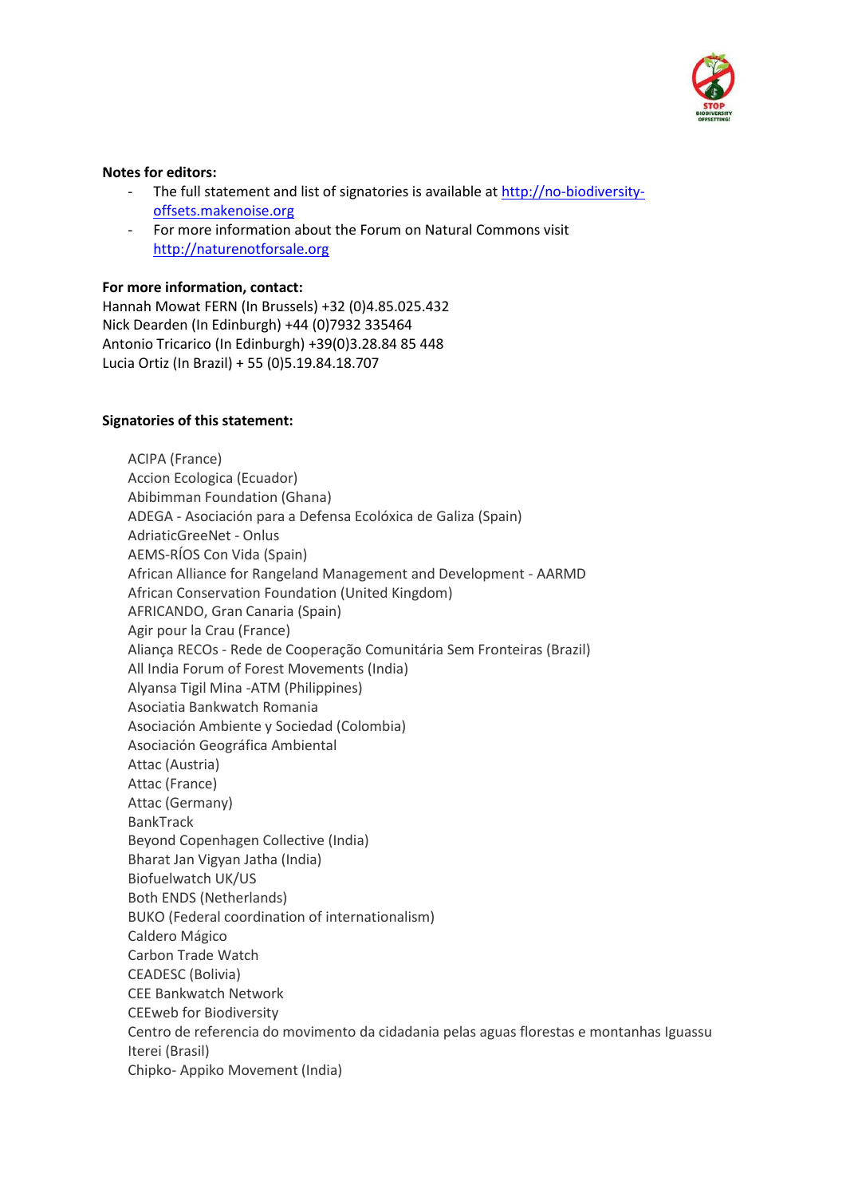**Notes for editors:**

- The full statement and list of signatories is available at http://no-biodiversity-offsets.makenoise.org
- For more information about the Forum on Natural Commons visit http://naturenotforsale.org

**For more information, contact:**

Hannah Mowat FERN (In Brussels) +32 (0)4.85.025.432
Nick Dearden (In Edinburgh) +44 (0)7932 335464
Antonio Tricarico (In Edinburgh) +39(0)3.28.84 85 448
Lucia Ortiz (In Brazil) + 55 (0)5.19.84.18.707

**Signatories of this statement:**

ACIPA (France)
Accion Ecologica (Ecuador)
Abibimman Foundation (Ghana)
ADEGA - Asociación para a Defensa Ecolóxica de Galiza (Spain)
AdriaticGreeNet - Onlus
AEMS-RÍOS Con Vida (Spain)
African Alliance for Rangeland Management and Development - AARMD
African Conservation Foundation (United Kingdom)
AFRICANDO, Gran Canaria (Spain)
Agir pour la Crau (France)
Aliança RECOs - Rede de Cooperação Comunitária Sem Fronteiras (Brazil)
All India Forum of Forest Movements (India)
Alyansa Tigil Mina -ATM (Philippines)
Asociatia Bankwatch Romania
Asociación Ambiente y Sociedad (Colombia)
Asociación Geográfica Ambiental
Attac (Austria)
Attac (France)
Attac (Germany)
BankTrack
Beyond Copenhagen Collective (India)
Bharat Jan Vigyan Jatha (India)
Biofuelwatch UK/US
Both ENDS (Netherlands)
BUKO (Federal coordination of internationalism)
Caldero Mágico
Carbon Trade Watch
CEADESC (Bolivia)
CEE Bankwatch Network
CEEweb for Biodiversity
Centro de referencia do movimento da cidadania pelas aguas florestas e montanhas Iguassu Iterei (Brasil)
Chipko- Appiko Movement (India)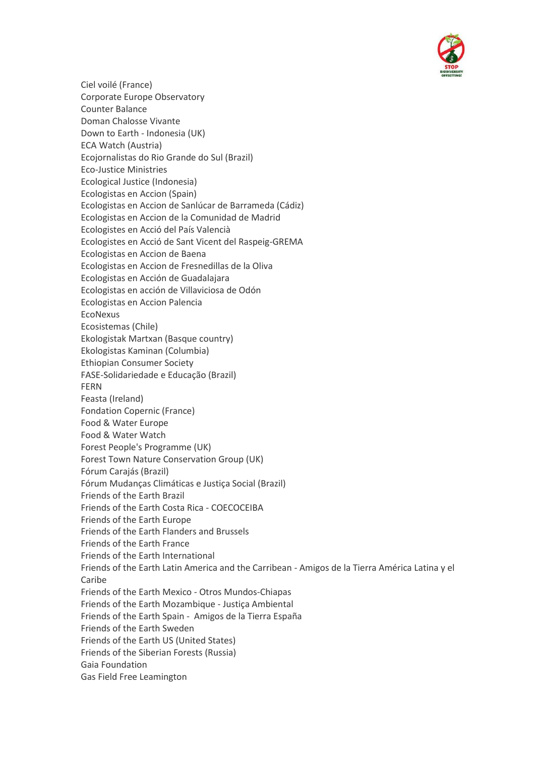Ciel voilé (France)
Corporate Europe Observatory
Counter Balance
Doman Chalosse Vivante
Down to Earth - Indonesia (UK)
ECA Watch (Austria)
Ecojornalistas do Rio Grande do Sul (Brazil)
Eco-Justice Ministries
Ecological Justice (Indonesia)
Ecologistas en Accion (Spain)
Ecologistas en Accion de Sanlúcar de Barrameda (Cádiz)
Ecologistas en Accion de la Comunidad de Madrid
Ecologistes en Acció del País Valencià
Ecologistes en Acció de Sant Vicent del Raspeig-GREMA
Ecologistas en Accion de Baena
Ecologistas en Accion de Fresnedillas de la Oliva
Ecologistas en Acción de Guadalajara
Ecologistas en acción de Villaviciosa de Odón
Ecologistas en Accion Palencia
EcoNexus
Ecosistemas (Chile)
Ekologistak Martxan (Basque country)
Ekologistas Kaminan (Columbia)
Ethiopian Consumer Society
FASE-Solidariedade e Educação (Brazil)
FERN
Feasta (Ireland)
Fondation Copernic (France)
Food & Water Europe
Food & Water Watch
Forest People's Programme (UK)
Forest Town Nature Conservation Group (UK)
Fórum Carajás (Brazil)
Fórum Mudanças Climáticas e Justiça Social (Brazil)
Friends of the Earth Brazil
Friends of the Earth Costa Rica - COECOCEIBA
Friends of the Earth Europe
Friends of the Earth Flanders and Brussels
Friends of the Earth France
Friends of the Earth International
Friends of the Earth Latin America and the Carribean - Amigos de la Tierra América Latina y el Caribe
Friends of the Earth Mexico - Otros Mundos-Chiapas
Friends of the Earth Mozambique - Justiça Ambiental
Friends of the Earth Spain - Amigos de la Tierra España
Friends of the Earth Sweden
Friends of the Earth US (United States)
Friends of the Siberian Forests (Russia)
Gaia Foundation
Gas Field Free Leamington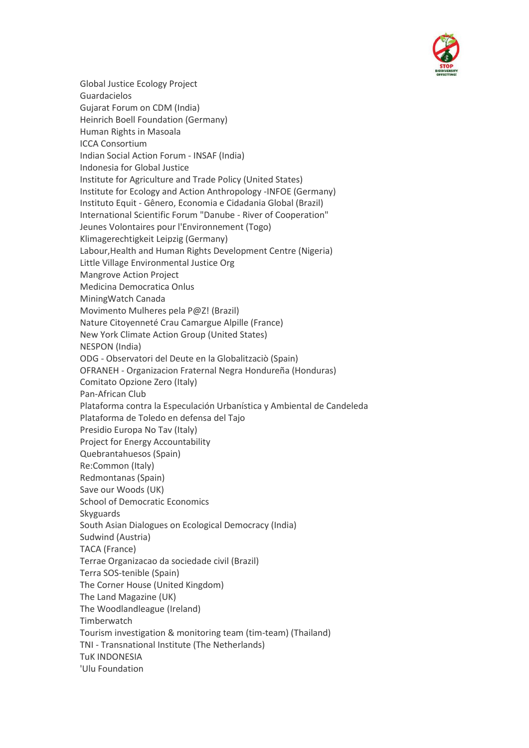Global Justice Ecology Project
Guardacielos
Gujarat Forum on CDM (India)
Heinrich Boell Foundation (Germany)
Human Rights in Masoala
ICCA Consortium
Indian Social Action Forum - INSAF (India)
Indonesia for Global Justice
Institute for Agriculture and Trade Policy (United States)
Institute for Ecology and Action Anthropology -INFOE (Germany)
Instituto Equit - Gênero, Economia e Cidadania Global (Brazil)
International Scientific Forum "Danube - River of Cooperation"
Jeunes Volontaires pour l'Environnement (Togo)
Klimagerechtigkeit Leipzig (Germany)
Labour,Health and Human Rights Development Centre (Nigeria)
Little Village Environmental Justice Org
Mangrove Action Project
Medicina Democratica Onlus
MiningWatch Canada
Movimento Mulheres pela P@Z! (Brazil)
Nature Citoyenneté Crau Camargue Alpille (France)
New York Climate Action Group (United States)
NESPON (India)
ODG - Observatori del Deute en la Globalitzaciò (Spain)
OFRANEH - Organizacion Fraternal Negra Hondureña (Honduras)
Comitato Opzione Zero (Italy)
Pan-African Club
Plataforma contra la Especulación Urbanística y Ambiental de Candeleda
Plataforma de Toledo en defensa del Tajo
Presidio Europa No Tav (Italy)
Project for Energy Accountability
Quebrantahuesos (Spain)
Re:Common (Italy)
Redmontanas (Spain)
Save our Woods (UK)
School of Democratic Economics
Skyguards
South Asian Dialogues on Ecological Democracy (India)
Sudwind (Austria)
TACA (France)
Terrae Organizacao da sociedade civil (Brazil)
Terra SOS-tenible (Spain)
The Corner House (United Kingdom)
The Land Magazine (UK)
The Woodlandleague (Ireland)
Timberwatch
Tourism investigation & monitoring team (tim-team) (Thailand)
TNI - Transnational Institute (The Netherlands)
TuK INDONESIA
'Ulu Foundation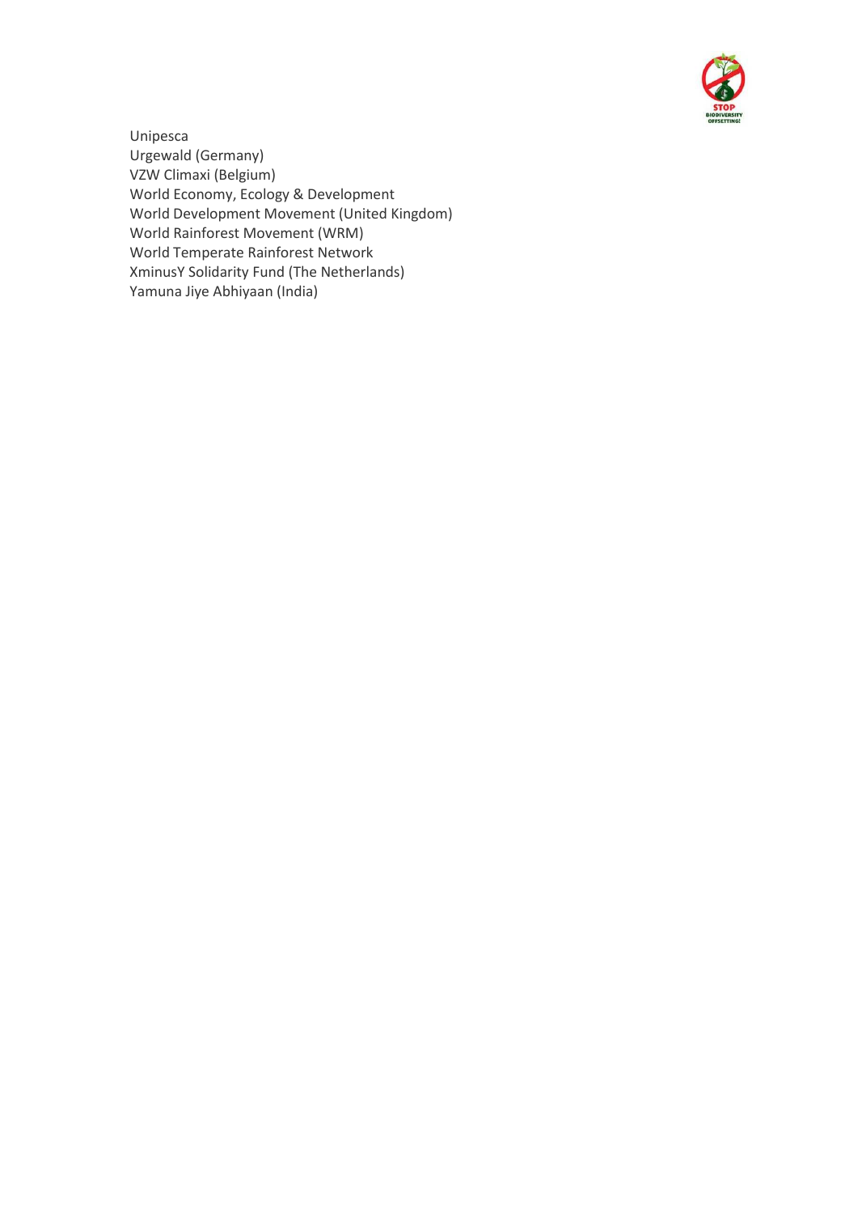Unipesca
Urgewald (Germany)
VZW Climaxi (Belgium)
World Economy, Ecology & Development
World Development Movement (United Kingdom)
World Rainforest Movement (WRM)
World Temperate Rainforest Network
XminusY Solidarity Fund (The Netherlands)
Yamuna Jiye Abhiyaan (India)